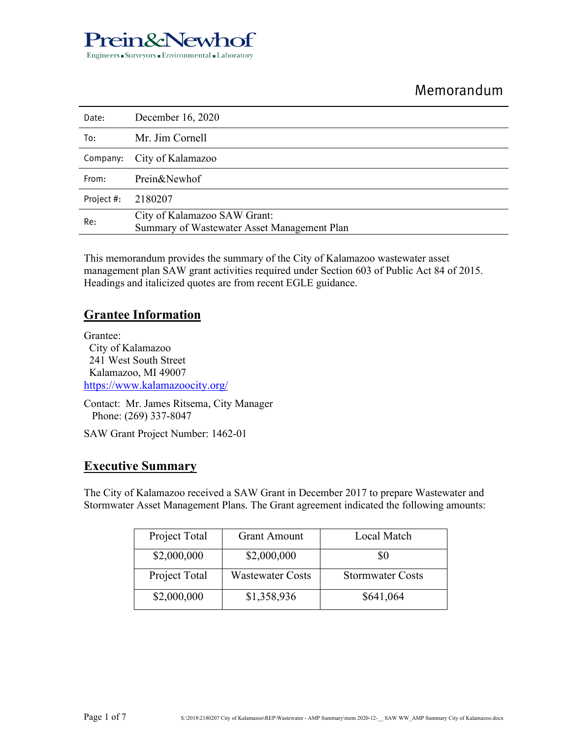Prein&Newhof

Engineers ■ Surveyors ■ Environmental ■ Laboratory

# Memorandum

| Date: | December 16, 2020 |
|---|---|
| To: | Mr. Jim Cornell |
| Company: | City of Kalamazoo |
| From: | Prein&Newhof |
| Project #: | 2180207 |
| Re: | City of Kalamazoo SAW Grant: Summary of Wastewater Asset Management Plan |

This memorandum provides the summary of the City of Kalamazoo wastewater asset management plan SAW grant activities required under Section 603 of Public Act 84 of 2015. Headings and italicized quotes are from recent EGLE guidance.

## Grantee Information

Grantee:
City of Kalamazoo
241 West South Street
Kalamazoo, MI 49007
https://www.kalamazoocity.org/

Contact: Mr. James Ritsema, City Manager
Phone: (269) 337-8047

SAW Grant Project Number: 1462-01

## Executive Summary

The City of Kalamazoo received a SAW Grant in December 2017 to prepare Wastewater and Stormwater Asset Management Plans. The Grant agreement indicated the following amounts:

| Project Total | Grant Amount | Local Match |
|---|---|---|
| $2,000,000 | $2,000,000 | $0 |
| Project Total | Wastewater Costs | Stormwater Costs |
| $2,000,000 | $1,358,936 | $641,064 |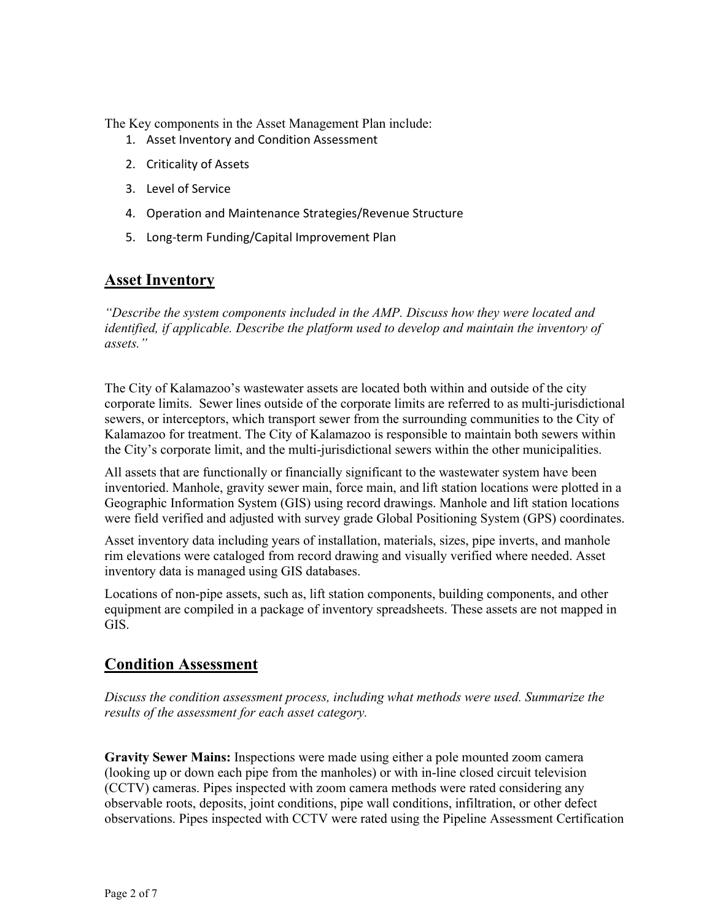The Key components in the Asset Management Plan include:

1. Asset Inventory and Condition Assessment
2. Criticality of Assets
3. Level of Service
4. Operation and Maintenance Strategies/Revenue Structure
5. Long-term Funding/Capital Improvement Plan

## Asset Inventory

*"Describe the system components included in the AMP. Discuss how they were located and identified, if applicable. Describe the platform used to develop and maintain the inventory of assets."*

The City of Kalamazoo's wastewater assets are located both within and outside of the city corporate limits. Sewer lines outside of the corporate limits are referred to as multi-jurisdictional sewers, or interceptors, which transport sewer from the surrounding communities to the City of Kalamazoo for treatment. The City of Kalamazoo is responsible to maintain both sewers within the City's corporate limit, and the multi-jurisdictional sewers within the other municipalities.

All assets that are functionally or financially significant to the wastewater system have been inventoried. Manhole, gravity sewer main, force main, and lift station locations were plotted in a Geographic Information System (GIS) using record drawings. Manhole and lift station locations were field verified and adjusted with survey grade Global Positioning System (GPS) coordinates.

Asset inventory data including years of installation, materials, sizes, pipe inverts, and manhole rim elevations were cataloged from record drawing and visually verified where needed. Asset inventory data is managed using GIS databases.

Locations of non-pipe assets, such as, lift station components, building components, and other equipment are compiled in a package of inventory spreadsheets. These assets are not mapped in GIS.

## Condition Assessment

*Discuss the condition assessment process, including what methods were used. Summarize the results of the assessment for each asset category.*

**Gravity Sewer Mains:** Inspections were made using either a pole mounted zoom camera (looking up or down each pipe from the manholes) or with in-line closed circuit television (CCTV) cameras. Pipes inspected with zoom camera methods were rated considering any observable roots, deposits, joint conditions, pipe wall conditions, infiltration, or other defect observations. Pipes inspected with CCTV were rated using the Pipeline Assessment Certification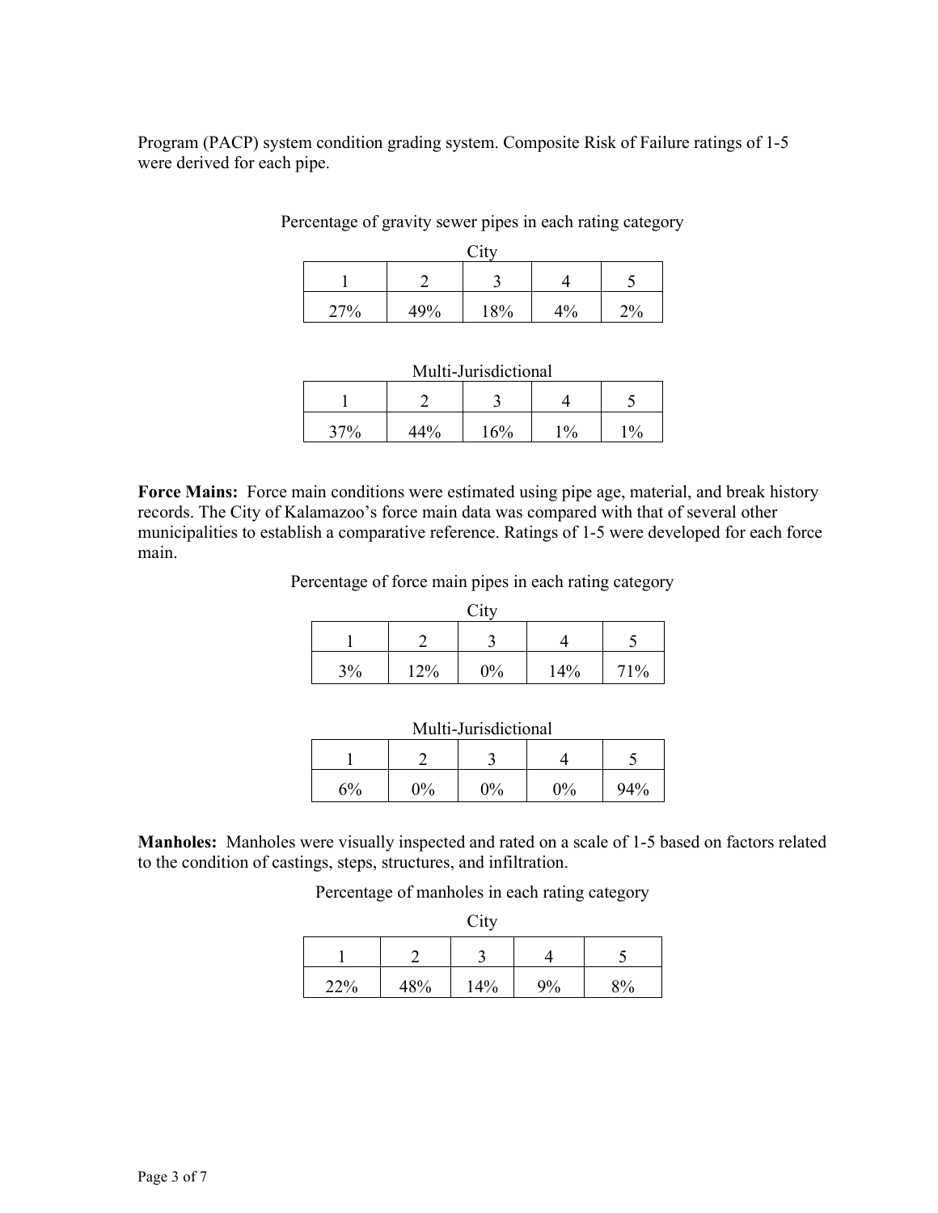Program (PACP) system condition grading system. Composite Risk of Failure ratings of 1-5 were derived for each pipe.

Percentage of gravity sewer pipes in each rating category

City

| 1 | 2 | 3 | 4 | 5 |
|---|---|---|---|---|
| 27% | 49% | 18% | 4% | 2% |

Multi-Jurisdictional

| 1 | 2 | 3 | 4 | 5 |
|---|---|---|---|---|
| 37% | 44% | 16% | 1% | 1% |

**Force Mains:** Force main conditions were estimated using pipe age, material, and break history records. The City of Kalamazoo's force main data was compared with that of several other municipalities to establish a comparative reference. Ratings of 1-5 were developed for each force main.

Percentage of force main pipes in each rating category

City

| 1 | 2 | 3 | 4 | 5 |
|---|---|---|---|---|
| 3% | 12% | 0% | 14% | 71% |

Multi-Jurisdictional

| 1 | 2 | 3 | 4 | 5 |
|---|---|---|---|---|
| 6% | 0% | 0% | 0% | 94% |

**Manholes:** Manholes were visually inspected and rated on a scale of 1-5 based on factors related to the condition of castings, steps, structures, and infiltration.

Percentage of manholes in each rating category

City

| 1 | 2 | 3 | 4 | 5 |
|---|---|---|---|---|
| 22% | 48% | 14% | 9% | 8% |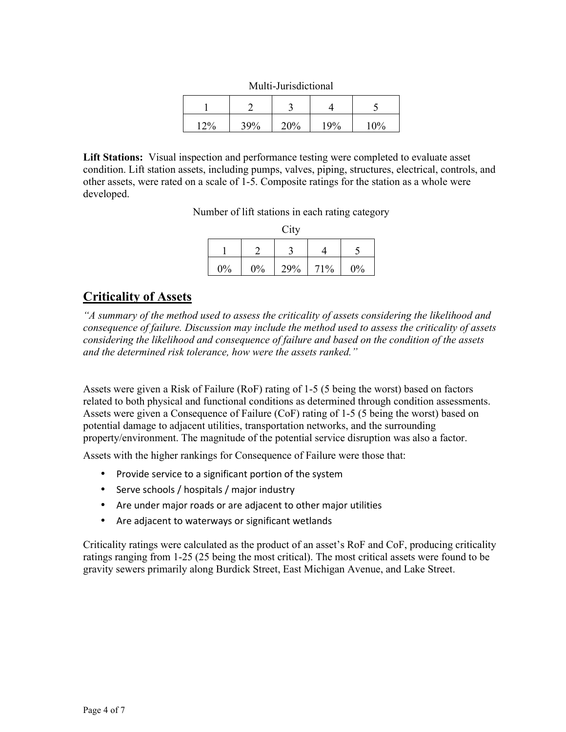Multi-Jurisdictional

| 1 | 2 | 3 | 4 | 5 |
|---|---|---|---|---|
| 12% | 39% | 20% | 19% | 10% |

**Lift Stations:** Visual inspection and performance testing were completed to evaluate asset condition. Lift station assets, including pumps, valves, piping, structures, electrical, controls, and other assets, were rated on a scale of 1-5. Composite ratings for the station as a whole were developed.

Number of lift stations in each rating category

City

| 1 | 2 | 3 | 4 | 5 |
|---|---|---|---|---|
| 0% | 0% | 29% | 71% | 0% |

## Criticality of Assets

*"A summary of the method used to assess the criticality of assets considering the likelihood and consequence of failure. Discussion may include the method used to assess the criticality of assets considering the likelihood and consequence of failure and based on the condition of the assets and the determined risk tolerance, how were the assets ranked."*

Assets were given a Risk of Failure (RoF) rating of 1-5 (5 being the worst) based on factors related to both physical and functional conditions as determined through condition assessments. Assets were given a Consequence of Failure (CoF) rating of 1-5 (5 being the worst) based on potential damage to adjacent utilities, transportation networks, and the surrounding property/environment. The magnitude of the potential service disruption was also a factor.

Assets with the higher rankings for Consequence of Failure were those that:

- Provide service to a significant portion of the system
- Serve schools / hospitals / major industry
- Are under major roads or are adjacent to other major utilities
- Are adjacent to waterways or significant wetlands

Criticality ratings were calculated as the product of an asset's RoF and CoF, producing criticality ratings ranging from 1-25 (25 being the most critical). The most critical assets were found to be gravity sewers primarily along Burdick Street, East Michigan Avenue, and Lake Street.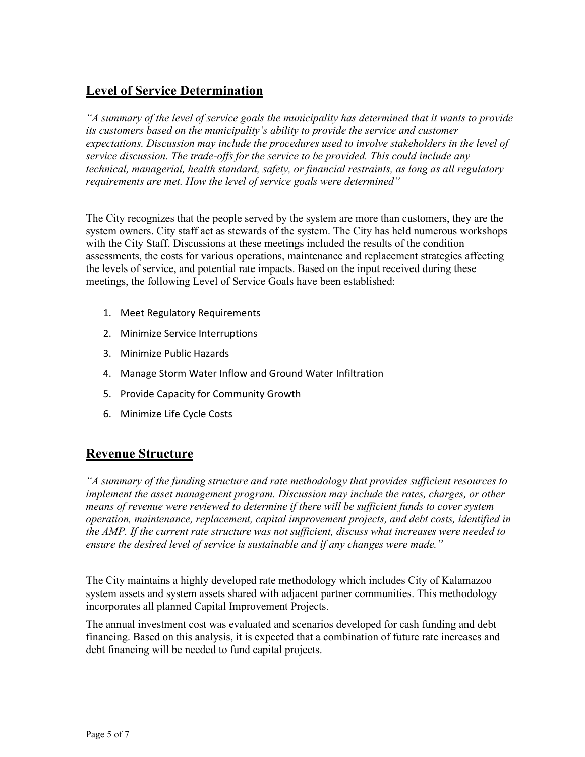## Level of Service Determination

*"A summary of the level of service goals the municipality has determined that it wants to provide its customers based on the municipality's ability to provide the service and customer expectations. Discussion may include the procedures used to involve stakeholders in the level of service discussion. The trade-offs for the service to be provided. This could include any technical, managerial, health standard, safety, or financial restraints, as long as all regulatory requirements are met. How the level of service goals were determined"*

The City recognizes that the people served by the system are more than customers, they are the system owners. City staff act as stewards of the system. The City has held numerous workshops with the City Staff. Discussions at these meetings included the results of the condition assessments, the costs for various operations, maintenance and replacement strategies affecting the levels of service, and potential rate impacts. Based on the input received during these meetings, the following Level of Service Goals have been established:

1. Meet Regulatory Requirements
2. Minimize Service Interruptions
3. Minimize Public Hazards
4. Manage Storm Water Inflow and Ground Water Infiltration
5. Provide Capacity for Community Growth
6. Minimize Life Cycle Costs

## Revenue Structure

*"A summary of the funding structure and rate methodology that provides sufficient resources to implement the asset management program. Discussion may include the rates, charges, or other means of revenue were reviewed to determine if there will be sufficient funds to cover system operation, maintenance, replacement, capital improvement projects, and debt costs, identified in the AMP. If the current rate structure was not sufficient, discuss what increases were needed to ensure the desired level of service is sustainable and if any changes were made."*

The City maintains a highly developed rate methodology which includes City of Kalamazoo system assets and system assets shared with adjacent partner communities. This methodology incorporates all planned Capital Improvement Projects.

The annual investment cost was evaluated and scenarios developed for cash funding and debt financing. Based on this analysis, it is expected that a combination of future rate increases and debt financing will be needed to fund capital projects.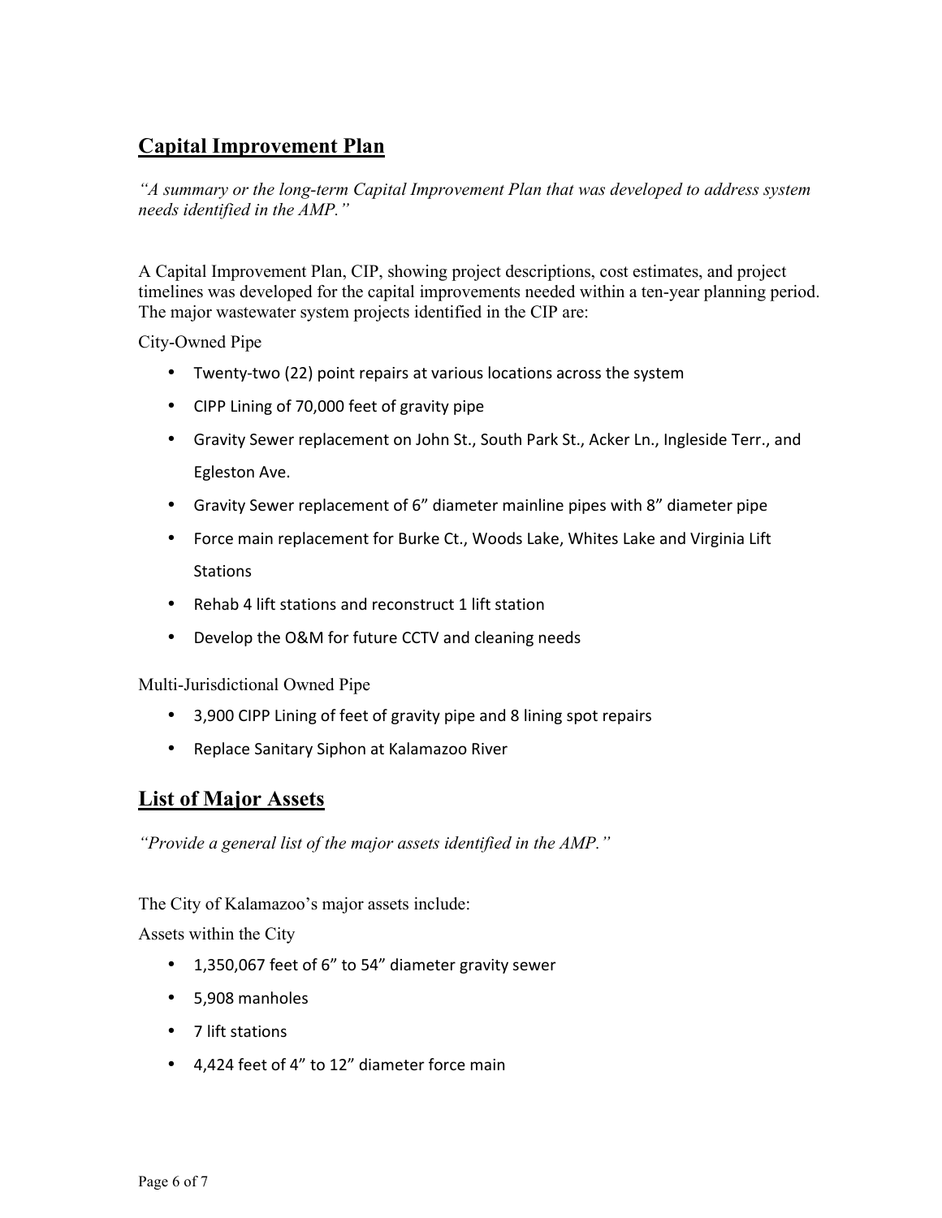## Capital Improvement Plan

*"A summary or the long-term Capital Improvement Plan that was developed to address system needs identified in the AMP."*

A Capital Improvement Plan, CIP, showing project descriptions, cost estimates, and project timelines was developed for the capital improvements needed within a ten-year planning period. The major wastewater system projects identified in the CIP are:

City-Owned Pipe

- Twenty-two (22) point repairs at various locations across the system
- CIPP Lining of 70,000 feet of gravity pipe
- Gravity Sewer replacement on John St., South Park St., Acker Ln., Ingleside Terr., and Egleston Ave.
- Gravity Sewer replacement of 6" diameter mainline pipes with 8" diameter pipe
- Force main replacement for Burke Ct., Woods Lake, Whites Lake and Virginia Lift Stations
- Rehab 4 lift stations and reconstruct 1 lift station
- Develop the O&M for future CCTV and cleaning needs

Multi-Jurisdictional Owned Pipe

- 3,900 CIPP Lining of feet of gravity pipe and 8 lining spot repairs
- Replace Sanitary Siphon at Kalamazoo River

## List of Major Assets

*"Provide a general list of the major assets identified in the AMP."*

The City of Kalamazoo's major assets include:

Assets within the City

- 1,350,067 feet of 6" to 54" diameter gravity sewer
- 5,908 manholes
- 7 lift stations
- 4,424 feet of 4" to 12" diameter force main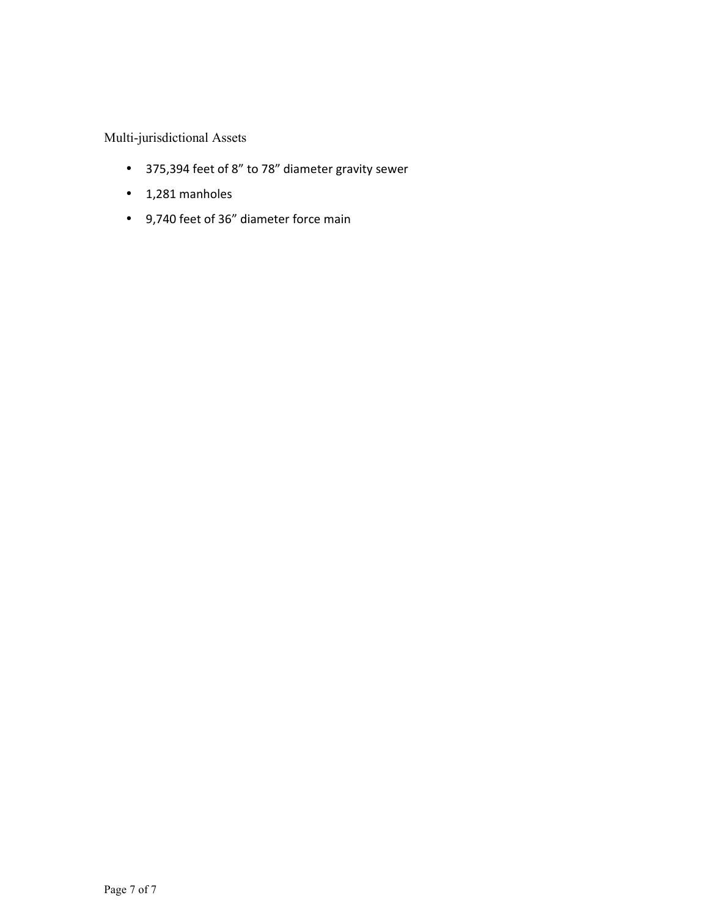Multi-jurisdictional Assets

- 375,394 feet of 8” to 78” diameter gravity sewer
- 1,281 manholes
- 9,740 feet of 36” diameter force main